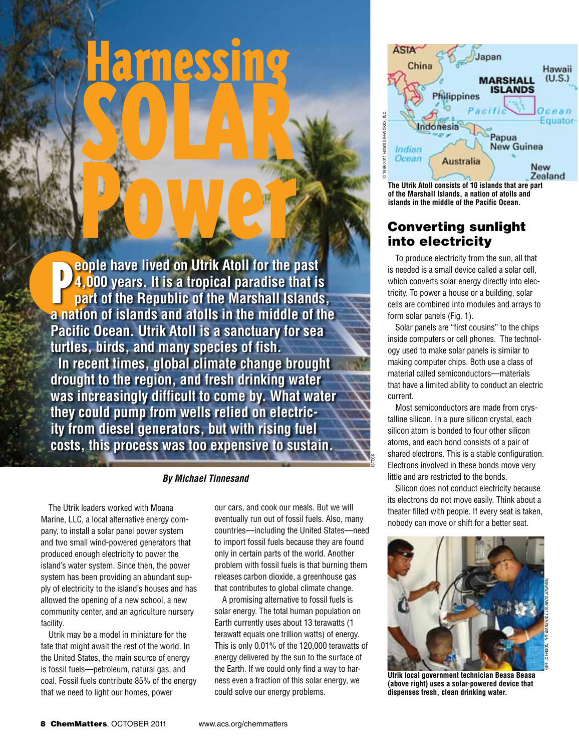# Harnessing SOLAR Power

**People have lived on Utrik Atoll for the past 4,000 years. It is a tropical paradise that is part of the Republic of the Marshall Islands, a nation of islands and atolls in the middle of the Pacific Ocean. Utrik Atoll is a sanctuary for sea turtles, birds, and many species of fish.**

**In recent times, global climate change brought drought to the region, and fresh drinking water was increasingly difficult to come by. What water they could pump from wells relied on electricity from diesel generators, but with rising fuel costs, this process was too expensive to sustain.**

*By Michael Tinnesand*

The Utrik leaders worked with Moana Marine, LLC, a local alternative energy company, to install a solar panel power system and two small wind-powered generators that produced enough electricity to power the island's water system. Since then, the power system has been providing an abundant supply of electricity to the island's houses and has allowed the opening of a new school, a new community center, and an agriculture nursery facility.

Utrik may be a model in miniature for the fate that might await the rest of the world. In the United States, the main source of energy is fossil fuels—petroleum, natural gas, and coal. Fossil fuels contribute 85% of the energy that we need to light our homes, power our cars, and cook our meals. But we will eventually run out of fossil fuels. Also, many countries—including the United States—need to import fossil fuels because they are found only in certain parts of the world. Another problem with fossil fuels is that burning them releases carbon dioxide, a greenhouse gas that contributes to global climate change.

A promising alternative to fossil fuels is solar energy. The total human population on Earth currently uses about 13 terawatts (1 terawatt equals one trillion watts) of energy. This is only 0.01% of the 120,000 terawatts of energy delivered by the sun to the surface of the Earth. If we could only find a way to harness even a fraction of this solar energy, we could solve our energy problems.

The Utrik Atoll consists of 10 islands that are part of the Marshall Islands, a nation of atolls and islands in the middle of the Pacific Ocean.

## Converting sunlight into electricity

To produce electricity from the sun, all that is needed is a small device called a solar cell, which converts solar energy directly into electricity. To power a house or a building, solar cells are combined into modules and arrays to form solar panels (Fig. 1).

Solar panels are "first cousins" to the chips inside computers or cell phones. The technology used to make solar panels is similar to making computer chips. Both use a class of material called semiconductors—materials that have a limited ability to conduct an electric current.

Most semiconductors are made from crystalline silicon. In a pure silicon crystal, each silicon atom is bonded to four other silicon atoms, and each bond consists of a pair of shared electrons. This is a stable configuration. Electrons involved in these bonds move very little and are restricted to the bonds.

Silicon does not conduct electricity because its electrons do not move easily. Think about a theater filled with people. If every seat is taken, nobody can move or shift for a better seat.

Utrik local government technician Beasa Beasa (above right) uses a solar-powered device that dispenses fresh, clean drinking water.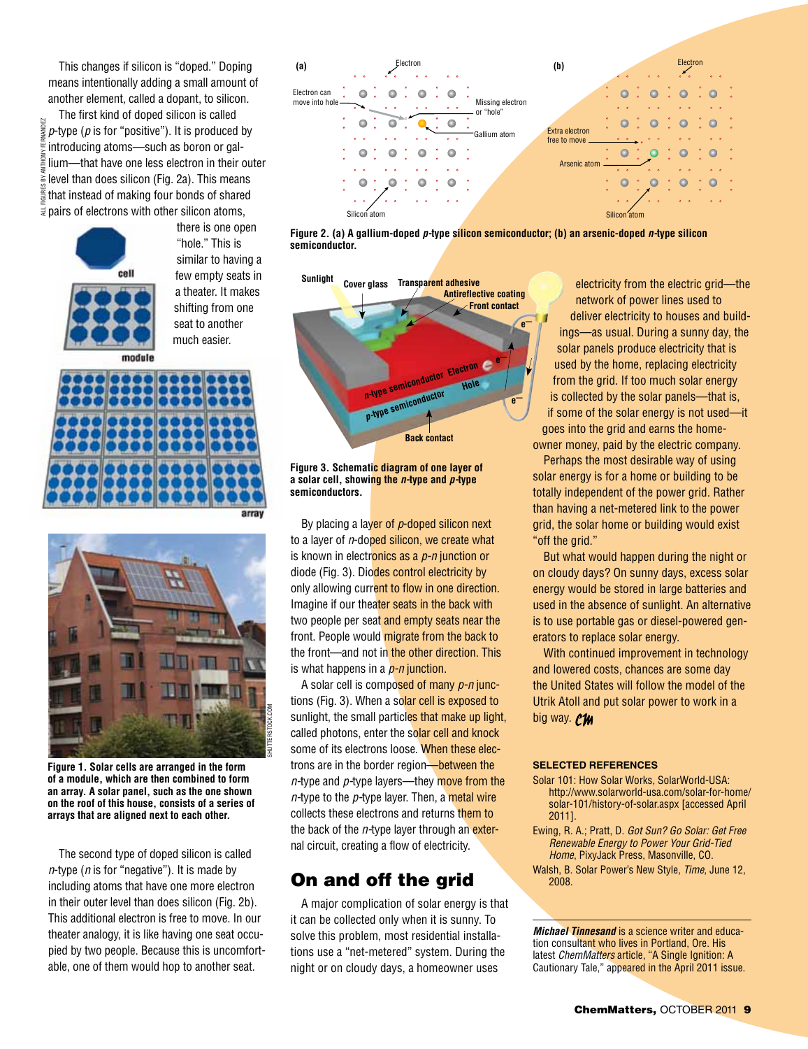This changes if silicon is "doped." Doping means intentionally adding a small amount of another element, called a dopant, to silicon.

The first kind of doped silicon is called *p*-type (*p* is for "positive"). It is produced by introducing atoms—such as boron or gallium—that have one less electron in their outer level than does silicon (Fig. 2a). This means that instead of making four bonds of shared pairs of electrons with other silicon atoms, there is one open "hole." This is similar to having a few empty seats in a theater. It makes shifting from one seat to another much easier.

cell

module

array

**Figure 1. Solar cells are arranged in the form of a module, which are then combined to form an array. A solar panel, such as the one shown on the roof of this house, consists of a series of arrays that are aligned next to each other.**

The second type of doped silicon is called *n*-type (*n* is for "negative"). It is made by including atoms that have one more electron in their outer level than does silicon (Fig. 2b). This additional electron is free to move. In our theater analogy, it is like having one seat occupied by two people. Because this is uncomfortable, one of them would hop to another seat.

(a)

Electron

Electron can move into hole

Missing electron or "hole"

Gallium atom

Silicon atom

(b)

Electron

Extra electron free to move

Arsenic atom

Silicon atom

**Figure 2. (a) A gallium-doped *p*-type silicon semiconductor; (b) an arsenic-doped *n*-type silicon semiconductor.**

Sunlight

Cover glass

Transparent adhesive

Antireflective coating

Front contact

*n*-type semiconductor

Electron

Hole

*p*-type semiconductor

Back contact

**Figure 3. Schematic diagram of one layer of a solar cell, showing the *n*-type and *p*-type semiconductors.**

By placing a layer of *p*-doped silicon next to a layer of *n*-doped silicon, we create what is known in electronics as a *p*-*n* junction or diode (Fig. 3). Diodes control electricity by only allowing current to flow in one direction. Imagine if our theater seats in the back with two people per seat and empty seats near the front. People would migrate from the back to the front—and not in the other direction. This is what happens in a *p*-*n* junction.

A solar cell is composed of many *p*-*n* junctions (Fig. 3). When a solar cell is exposed to sunlight, the small particles that make up light, called photons, enter the solar cell and knock some of its electrons loose. When these electrons are in the border region—between the *n*-type and *p*-type layers—they move from the *n*-type to the *p*-type layer. Then, a metal wire collects these electrons and returns them to the back of the *n*-type layer through an external circuit, creating a flow of electricity.

## On and off the grid

A major complication of solar energy is that it can be collected only when it is sunny. To solve this problem, most residential installations use a "net-metered" system. During the night or on cloudy days, a homeowner uses electricity from the electric grid—the network of power lines used to deliver electricity to houses and buildings—as usual. During a sunny day, the solar panels produce electricity that is used by the home, replacing electricity from the grid. If too much solar energy is collected by the solar panels—that is, if some of the solar energy is not used—it goes into the grid and earns the homeowner money, paid by the electric company.

Perhaps the most desirable way of using solar energy is for a home or building to be totally independent of the power grid. Rather than having a net-metered link to the power grid, the solar home or building would exist "off the grid."

But what would happen during the night or on cloudy days? On sunny days, excess solar energy would be stored in large batteries and used in the absence of sunlight. An alternative is to use portable gas or diesel-powered generators to replace solar energy.

With continued improvement in technology and lowered costs, chances are some day the United States will follow the model of the Utrik Atoll and put solar power to work in a big way.

### SELECTED REFERENCES

Solar 101: How Solar Works, SolarWorld-USA: http://www.solarworld-usa.com/solar-for-home/solar-101/history-of-solar.aspx [accessed April 2011].

Ewing, R. A.; Pratt, D. *Got Sun? Go Solar: Get Free Renewable Energy to Power Your Grid-Tied Home*, PixyJack Press, Masonville, CO.

Walsh, B. Solar Power's New Style, *Time*, June 12, 2008.

***Michael Tinnesand*** is a science writer and education consultant who lives in Portland, Ore. His latest *ChemMatters* article, "A Single Ignition: A Cautionary Tale," appeared in the April 2011 issue.